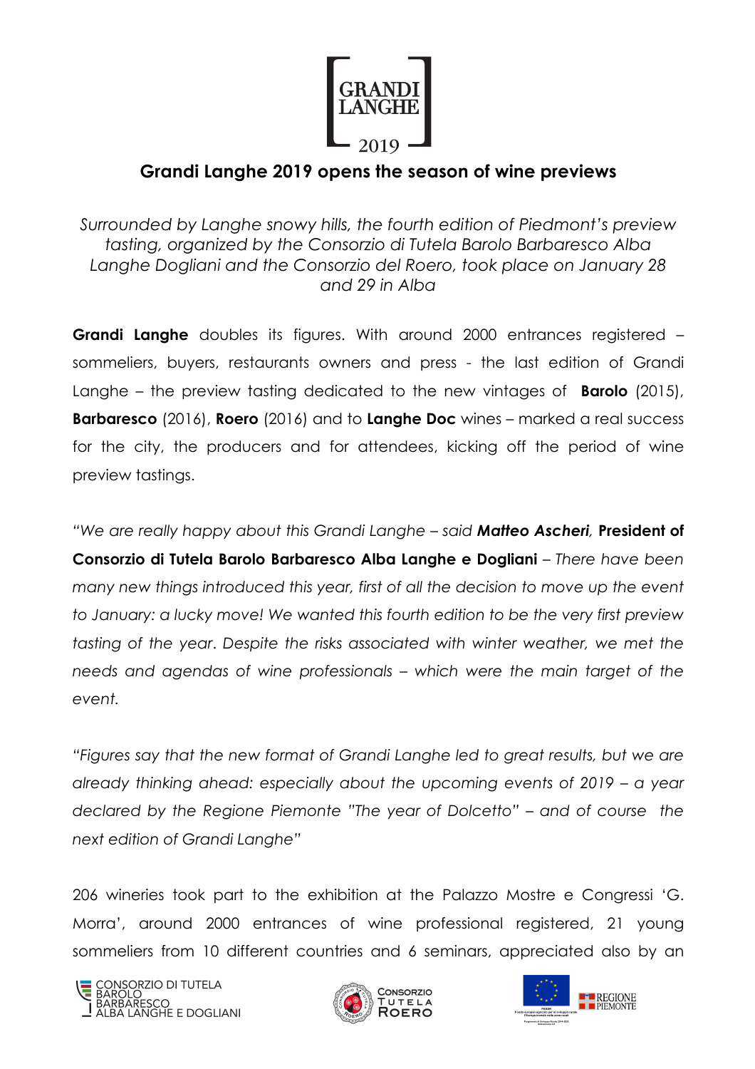GRANDI LANGHE 2019

# Grandi Langhe 2019 opens the season of wine previews

*Surrounded by Langhe snowy hills, the fourth edition of Piedmont's preview tasting, organized by the Consorzio di Tutela Barolo Barbaresco Alba Langhe Dogliani and the Consorzio del Roero, took place on January 28 and 29 in Alba*

**Grandi Langhe** doubles its figures. With around 2000 entrances registered – sommeliers, buyers, restaurants owners and press - the last edition of Grandi Langhe – the preview tasting dedicated to the new vintages of **Barolo** (2015), **Barbaresco** (2016), **Roero** (2016) and to **Langhe Doc** wines – marked a real success for the city, the producers and for attendees, kicking off the period of wine preview tastings.

*"We are really happy about this Grandi Langhe – said* ***Matteo Ascheri,*** **President of Consorzio di Tutela Barolo Barbaresco Alba Langhe e Dogliani** – *There have been many new things introduced this year, first of all the decision to move up the event to January: a lucky move! We wanted this fourth edition to be the very first preview tasting of the year. Despite the risks associated with winter weather, we met the needs and agendas of wine professionals – which were the main target of the event.*

*"Figures say that the new format of Grandi Langhe led to great results, but we are already thinking ahead: especially about the upcoming events of 2019 – a year declared by the Regione Piemonte "The year of Dolcetto" – and of course the next edition of Grandi Langhe"*

206 wineries took part to the exhibition at the Palazzo Mostre e Congressi 'G. Morra', around 2000 entrances of wine professional registered, 21 young sommeliers from 10 different countries and 6 seminars, appreciated also by an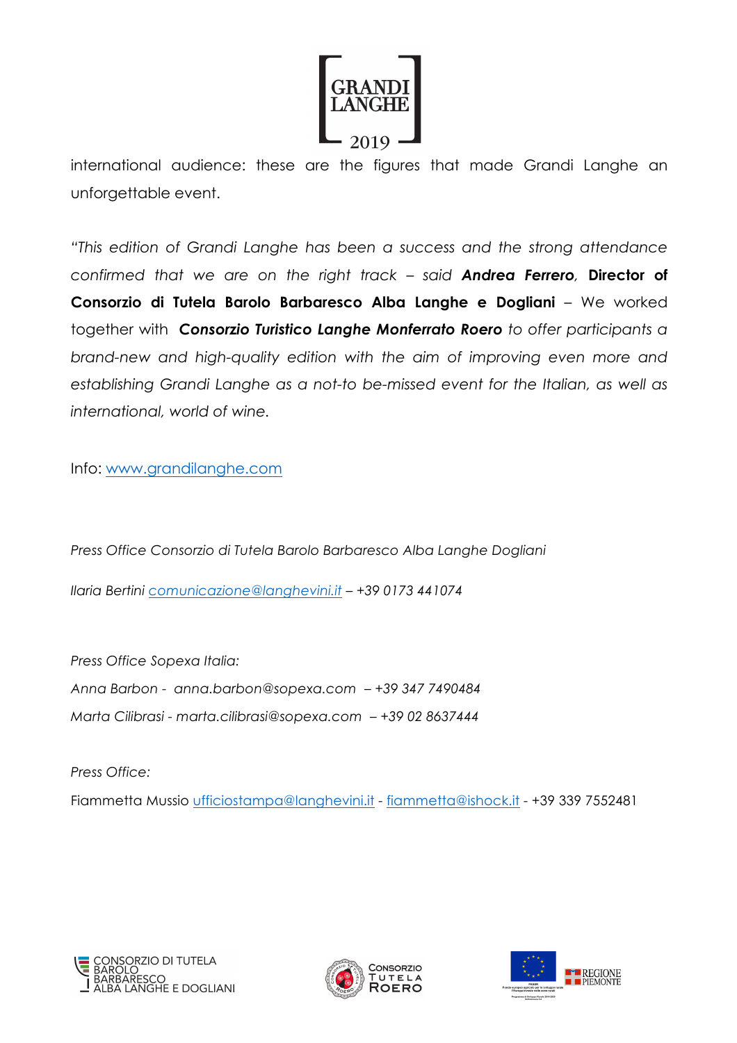international audience: these are the figures that made Grandi Langhe an unforgettable event.

*"This edition of Grandi Langhe has been a success and the strong attendance confirmed that we are on the right track – said **Andrea Ferrero**,* **Director of Consorzio di Tutela Barolo Barbaresco Alba Langhe e Dogliani** – We worked together with ***Consorzio Turistico Langhe Monferrato Roero*** *to offer participants a brand-new and high-quality edition with the aim of improving even more and establishing Grandi Langhe as a not-to be-missed event for the Italian, as well as international, world of wine.*

Info: www.grandilanghe.com

*Press Office Consorzio di Tutela Barolo Barbaresco Alba Langhe Dogliani*

*Ilaria Bertini comunicazione@langhevini.it – +39 0173 441074*

*Press Office Sopexa Italia:*

*Anna Barbon - anna.barbon@sopexa.com – +39 347 7490484*

*Marta Cilibrasi - marta.cilibrasi@sopexa.com – +39 02 8637444*

*Press Office:*

Fiammetta Mussio ufficiostampa@langhevini.it - fiammetta@ishock.it - +39 339 7552481